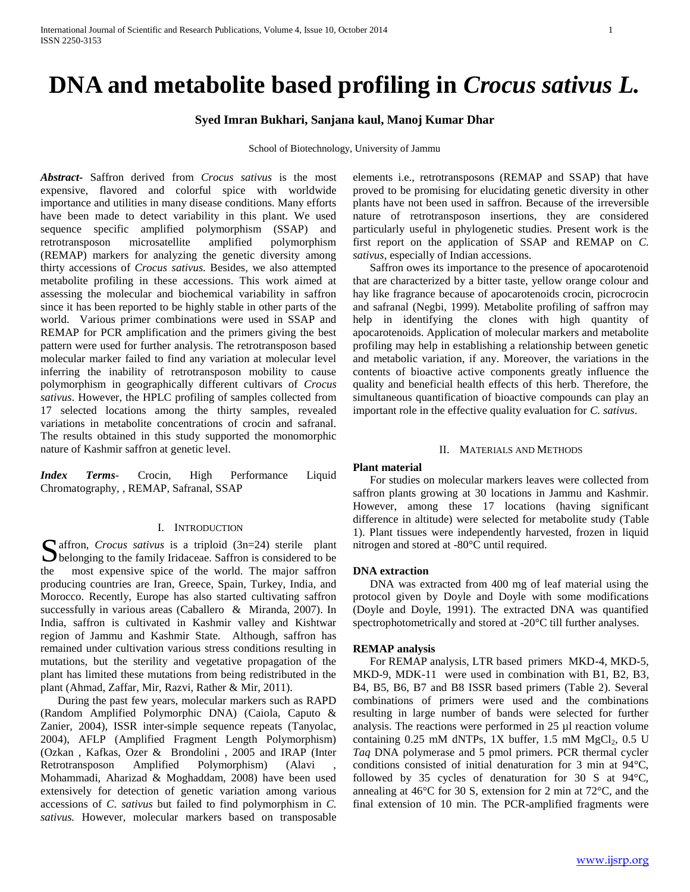# DNA and metabolite based profiling in *Crocus sativus L.*

**Syed Imran Bukhari, Sanjana kaul, Manoj Kumar Dhar**

School of Biotechnology, University of Jammu

***Abstract*****-** Saffron derived from *Crocus sativus* is the most expensive, flavored and colorful spice with worldwide importance and utilities in many disease conditions. Many efforts have been made to detect variability in this plant. We used sequence specific amplified polymorphism (SSAP) and retrotransposon microsatellite amplified polymorphism (REMAP) markers for analyzing the genetic diversity among thirty accessions of *Crocus sativus.* Besides, we also attempted metabolite profiling in these accessions. This work aimed at assessing the molecular and biochemical variability in saffron since it has been reported to be highly stable in other parts of the world. Various primer combinations were used in SSAP and REMAP for PCR amplification and the primers giving the best pattern were used for further analysis. The retrotransposon based molecular marker failed to find any variation at molecular level inferring the inability of retrotransposon mobility to cause polymorphism in geographically different cultivars of *Crocus sativus*. However, the HPLC profiling of samples collected from 17 selected locations among the thirty samples, revealed variations in metabolite concentrations of crocin and safranal. The results obtained in this study supported the monomorphic nature of Kashmir saffron at genetic level.

***Index Terms*****-** Crocin, High Performance Liquid Chromatography, , REMAP, Safranal, SSAP

## I. Introduction

Saffron, *Crocus sativus* is a triploid (3n=24) sterile plant belonging to the family Iridaceae. Saffron is considered to be the most expensive spice of the world. The major saffron producing countries are Iran, Greece, Spain, Turkey, India, and Morocco. Recently, Europe has also started cultivating saffron successfully in various areas (Caballero & Miranda, 2007). In India, saffron is cultivated in Kashmir valley and Kishtwar region of Jammu and Kashmir State. Although, saffron has remained under cultivation various stress conditions resulting in mutations, but the sterility and vegetative propagation of the plant has limited these mutations from being redistributed in the plant (Ahmad, Zaffar, Mir, Razvi, Rather & Mir, 2011).

During the past few years, molecular markers such as RAPD (Random Amplified Polymorphic DNA) (Caiola, Caputo & Zanier, 2004), ISSR inter-simple sequence repeats (Tanyolac, 2004), AFLP (Amplified Fragment Length Polymorphism) (Ozkan , Kafkas, Ozer & Brondolini , 2005 and IRAP (Inter Retrotransposon Amplified Polymorphism) (Alavi , Mohammadi, Aharizad & Moghaddam, 2008) have been used extensively for detection of genetic variation among various accessions of *C. sativus* but failed to find polymorphism in *C. sativus.* However, molecular markers based on transposable elements i.e., retrotransposons (REMAP and SSAP) that have proved to be promising for elucidating genetic diversity in other plants have not been used in saffron. Because of the irreversible nature of retrotransposon insertions, they are considered particularly useful in phylogenetic studies. Present work is the first report on the application of SSAP and REMAP on *C. sativus*, especially of Indian accessions.

Saffron owes its importance to the presence of apocarotenoid that are characterized by a bitter taste, yellow orange colour and hay like fragrance because of apocarotenoids crocin, picrocrocin and safranal (Negbi, 1999). Metabolite profiling of saffron may help in identifying the clones with high quantity of apocarotenoids. Application of molecular markers and metabolite profiling may help in establishing a relationship between genetic and metabolic variation, if any. Moreover, the variations in the contents of bioactive active components greatly influence the quality and beneficial health effects of this herb. Therefore, the simultaneous quantification of bioactive compounds can play an important role in the effective quality evaluation for *C. sativus*.

## II. Materials and Methods

### Plant material

For studies on molecular markers leaves were collected from saffron plants growing at 30 locations in Jammu and Kashmir. However, among these 17 locations (having significant difference in altitude) were selected for metabolite study (Table 1). Plant tissues were independently harvested, frozen in liquid nitrogen and stored at -80°C until required.

### DNA extraction

DNA was extracted from 400 mg of leaf material using the protocol given by Doyle and Doyle with some modifications (Doyle and Doyle, 1991). The extracted DNA was quantified spectrophotometrically and stored at -20°C till further analyses.

### REMAP analysis

For REMAP analysis, LTR based primers MKD-4, MKD-5, MKD-9, MDK-11 were used in combination with B1, B2, B3, B4, B5, B6, B7 and B8 ISSR based primers (Table 2). Several combinations of primers were used and the combinations resulting in large number of bands were selected for further analysis. The reactions were performed in 25 µl reaction volume containing 0.25 mM dNTPs, 1X buffer, 1.5 mM $MgCl_2$, 0.5 U *Taq* DNA polymerase and 5 pmol primers. PCR thermal cycler conditions consisted of initial denaturation for 3 min at 94°C, followed by 35 cycles of denaturation for 30 S at 94°C, annealing at 46°C for 30 S, extension for 2 min at 72°C, and the final extension of 10 min. The PCR-amplified fragments were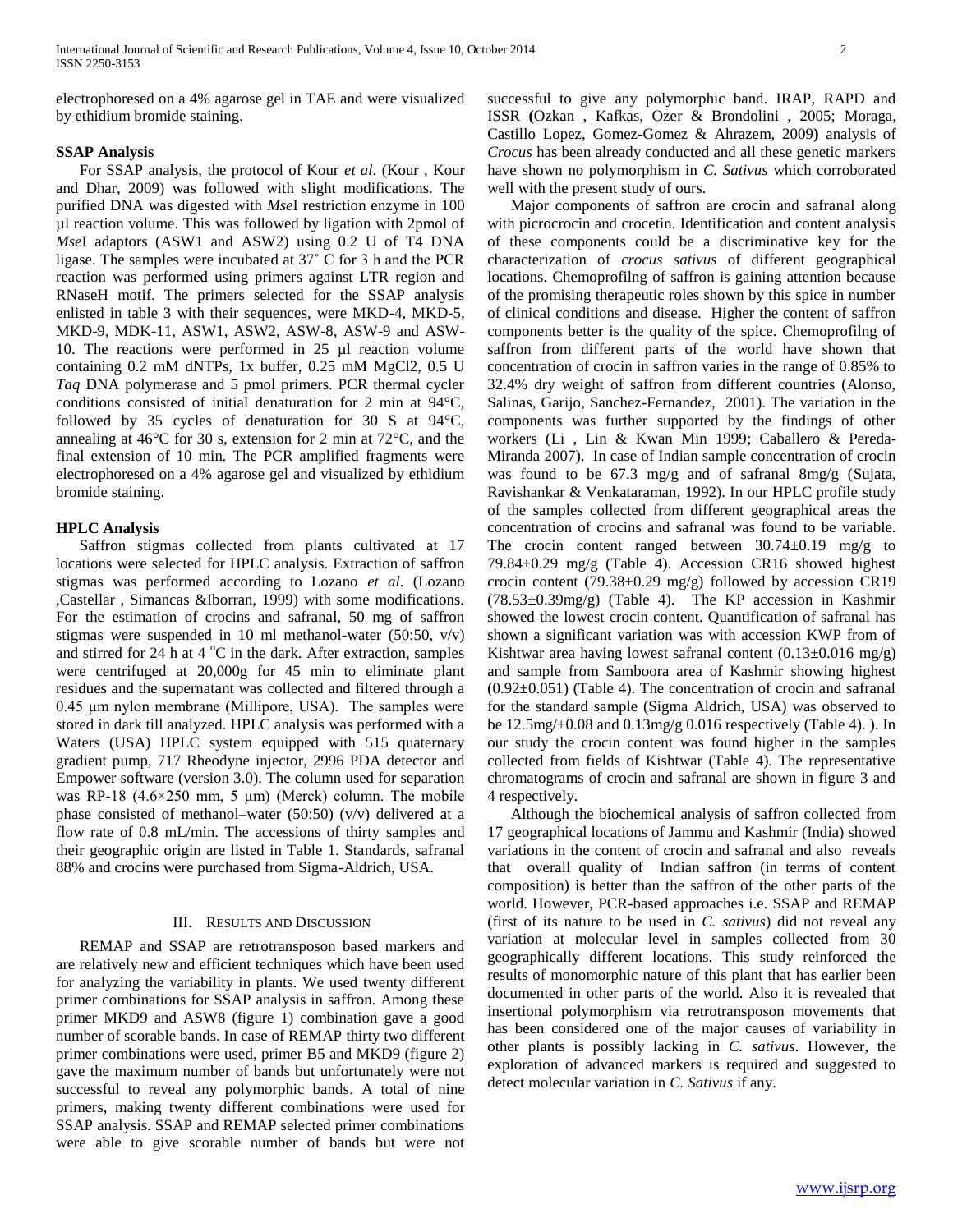electrophoresed on a 4% agarose gel in TAE and were visualized by ethidium bromide staining.

**SSAP Analysis**

For SSAP analysis, the protocol of Kour *et al*. (Kour , Kour and Dhar, 2009) was followed with slight modifications. The purified DNA was digested with *Mse*I restriction enzyme in 100 µl reaction volume. This was followed by ligation with 2pmol of *Mse*I adaptors (ASW1 and ASW2) using 0.2 U of T4 DNA ligase. The samples were incubated at 37˚ C for 3 h and the PCR reaction was performed using primers against LTR region and RNaseH motif. The primers selected for the SSAP analysis enlisted in table 3 with their sequences, were MKD-4, MKD-5, MKD-9, MDK-11, ASW1, ASW2, ASW-8, ASW-9 and ASW-10. The reactions were performed in 25 µl reaction volume containing 0.2 mM dNTPs, 1x buffer, 0.25 mM MgCl2, 0.5 U *Taq* DNA polymerase and 5 pmol primers. PCR thermal cycler conditions consisted of initial denaturation for 2 min at 94°C, followed by 35 cycles of denaturation for 30 S at 94°C, annealing at 46°C for 30 s, extension for 2 min at 72°C, and the final extension of 10 min. The PCR amplified fragments were electrophoresed on a 4% agarose gel and visualized by ethidium bromide staining.

**HPLC Analysis**

Saffron stigmas collected from plants cultivated at 17 locations were selected for HPLC analysis. Extraction of saffron stigmas was performed according to Lozano *et al*. (Lozano ,Castellar , Simancas &Iborran, 1999) with some modifications. For the estimation of crocins and safranal, 50 mg of saffron stigmas were suspended in 10 ml methanol-water (50:50, v/v) and stirred for 24 h at 4 $^{o}$C in the dark. After extraction, samples were centrifuged at 20,000g for 45 min to eliminate plant residues and the supernatant was collected and filtered through a 0.45 μm nylon membrane (Millipore, USA). The samples were stored in dark till analyzed. HPLC analysis was performed with a Waters (USA) HPLC system equipped with 515 quaternary gradient pump, 717 Rheodyne injector, 2996 PDA detector and Empower software (version 3.0). The column used for separation was RP-18 (4.6×250 mm, 5 μm) (Merck) column. The mobile phase consisted of methanol–water (50:50) (v/v) delivered at a flow rate of 0.8 mL/min. The accessions of thirty samples and their geographic origin are listed in Table 1. Standards, safranal 88% and crocins were purchased from Sigma-Aldrich, USA.

## III. Results and Discussion

REMAP and SSAP are retrotransposon based markers and are relatively new and efficient techniques which have been used for analyzing the variability in plants. We used twenty different primer combinations for SSAP analysis in saffron. Among these primer MKD9 and ASW8 (figure 1) combination gave a good number of scorable bands. In case of REMAP thirty two different primer combinations were used, primer B5 and MKD9 (figure 2) gave the maximum number of bands but unfortunately were not successful to reveal any polymorphic bands. A total of nine primers, making twenty different combinations were used for SSAP analysis. SSAP and REMAP selected primer combinations were able to give scorable number of bands but were not successful to give any polymorphic band. IRAP, RAPD and ISSR **(**Ozkan , Kafkas, Ozer & Brondolini , 2005; Moraga, Castillo Lopez, Gomez-Gomez & Ahrazem, 2009**)** analysis of *Crocus* has been already conducted and all these genetic markers have shown no polymorphism in *C. Sativus* which corroborated well with the present study of ours.

Major components of saffron are crocin and safranal along with picrocrocin and crocetin. Identification and content analysis of these components could be a discriminative key for the characterization of *crocus sativus* of different geographical locations. Chemoprofilng of saffron is gaining attention because of the promising therapeutic roles shown by this spice in number of clinical conditions and disease. Higher the content of saffron components better is the quality of the spice. Chemoprofilng of saffron from different parts of the world have shown that concentration of crocin in saffron varies in the range of 0.85% to 32.4% dry weight of saffron from different countries (Alonso, Salinas, Garijo, Sanchez-Fernandez, 2001). The variation in the components was further supported by the findings of other workers (Li , Lin & Kwan Min 1999; Caballero & Pereda-Miranda 2007). In case of Indian sample concentration of crocin was found to be 67.3 mg/g and of safranal 8mg/g (Sujata, Ravishankar & Venkataraman, 1992). In our HPLC profile study of the samples collected from different geographical areas the concentration of crocins and safranal was found to be variable. The crocin content ranged between 30.74±0.19 mg/g to 79.84±0.29 mg/g (Table 4). Accession CR16 showed highest crocin content (79.38±0.29 mg/g) followed by accession CR19 (78.53±0.39mg/g) (Table 4). The KP accession in Kashmir showed the lowest crocin content. Quantification of safranal has shown a significant variation was with accession KWP from of Kishtwar area having lowest safranal content (0.13±0.016 mg/g) and sample from Samboora area of Kashmir showing highest (0.92±0.051) (Table 4). The concentration of crocin and safranal for the standard sample (Sigma Aldrich, USA) was observed to be 12.5mg/±0.08 and 0.13mg/g 0.016 respectively (Table 4). ). In our study the crocin content was found higher in the samples collected from fields of Kishtwar (Table 4). The representative chromatograms of crocin and safranal are shown in figure 3 and 4 respectively.

Although the biochemical analysis of saffron collected from 17 geographical locations of Jammu and Kashmir (India) showed variations in the content of crocin and safranal and also reveals that overall quality of Indian saffron (in terms of content composition) is better than the saffron of the other parts of the world. However, PCR-based approaches i.e. SSAP and REMAP (first of its nature to be used in *C. sativus*) did not reveal any variation at molecular level in samples collected from 30 geographically different locations. This study reinforced the results of monomorphic nature of this plant that has earlier been documented in other parts of the world. Also it is revealed that insertional polymorphism via retrotransposon movements that has been considered one of the major causes of variability in other plants is possibly lacking in *C. sativus*. However, the exploration of advanced markers is required and suggested to detect molecular variation in *C. Sativus* if any.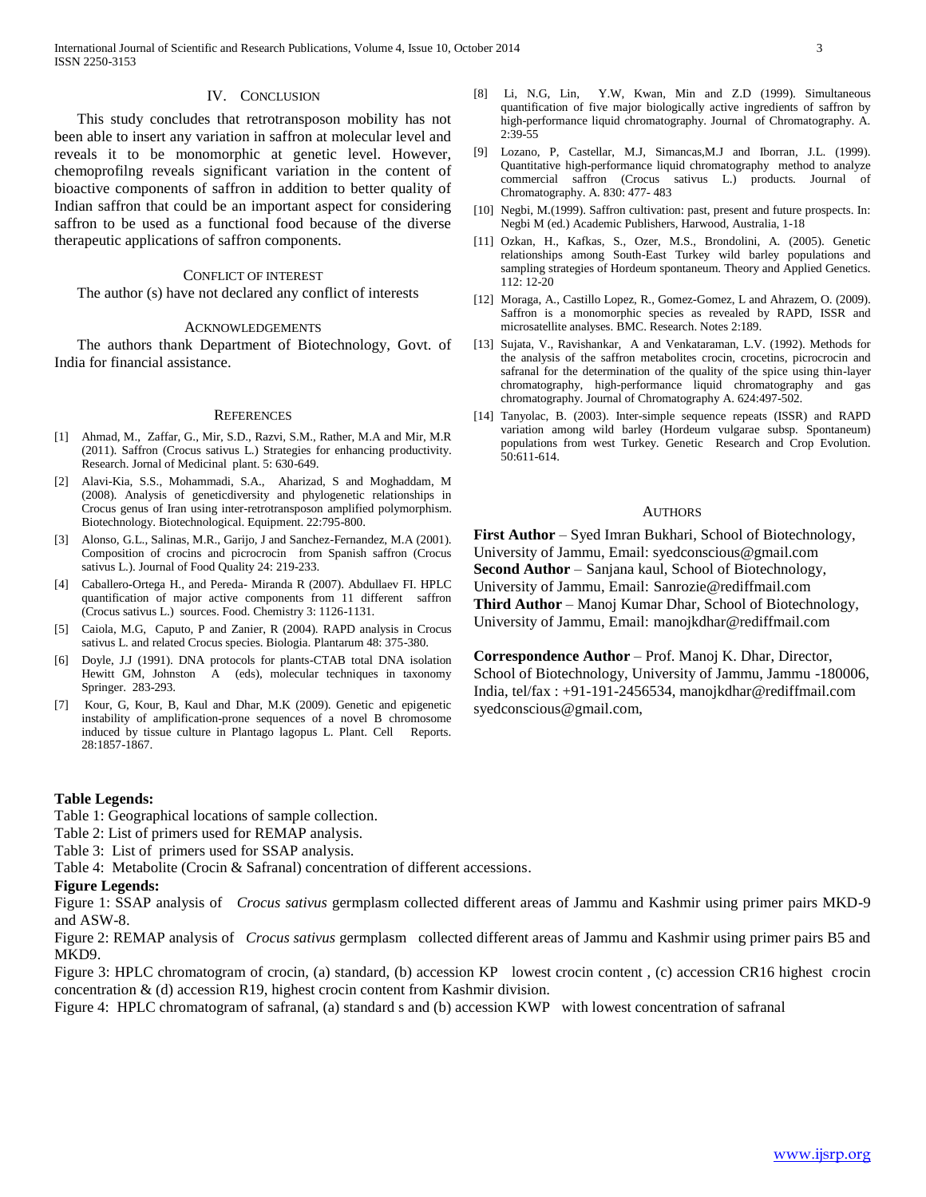## IV. Conclusion

This study concludes that retrotransposon mobility has not been able to insert any variation in saffron at molecular level and reveals it to be monomorphic at genetic level. However, chemoprofilng reveals significant variation in the content of bioactive components of saffron in addition to better quality of Indian saffron that could be an important aspect for considering saffron to be used as a functional food because of the diverse therapeutic applications of saffron components.

### Conflict of interest

The author (s) have not declared any conflict of interests

### Acknowledgements

The authors thank Department of Biotechnology, Govt. of India for financial assistance.

### References

[1] Ahmad, M., Zaffar, G., Mir, S.D., Razvi, S.M., Rather, M.A and Mir, M.R (2011). Saffron (Crocus sativus L.) Strategies for enhancing productivity. Research. Jornal of Medicinal plant. 5: 630-649.

[2] Alavi-Kia, S.S., Mohammadi, S.A., Aharizad, S and Moghaddam, M (2008). Analysis of geneticdiversity and phylogenetic relationships in Crocus genus of Iran using inter-retrotransposon amplified polymorphism. Biotechnology. Biotechnological. Equipment. 22:795-800.

[3] Alonso, G.L., Salinas, M.R., Garijo, J and Sanchez-Fernandez, M.A (2001). Composition of crocins and picrocrocin from Spanish saffron (Crocus sativus L.). Journal of Food Quality 24: 219-233.

[4] Caballero-Ortega H., and Pereda- Miranda R (2007). Abdullaev FI. HPLC quantification of major active components from 11 different saffron (Crocus sativus L.) sources. Food. Chemistry 3: 1126-1131.

[5] Caiola, M.G, Caputo, P and Zanier, R (2004). RAPD analysis in Crocus sativus L. and related Crocus species. Biologia. Plantarum 48: 375-380.

[6] Doyle, J.J (1991). DNA protocols for plants-CTAB total DNA isolation Hewitt GM, Johnston A (eds), molecular techniques in taxonomy Springer. 283-293.

[7] Kour, G, Kour, B, Kaul and Dhar, M.K (2009). Genetic and epigenetic instability of amplification-prone sequences of a novel B chromosome induced by tissue culture in Plantago lagopus L. Plant. Cell Reports. 28:1857-1867.

[8] Li, N.G, Lin, Y.W, Kwan, Min and Z.D (1999). Simultaneous quantification of five major biologically active ingredients of saffron by high-performance liquid chromatography. Journal of Chromatography. A. 2:39-55

[9] Lozano, P, Castellar, M.J, Simancas,M.J and Iborran, J.L. (1999). Quantitative high-performance liquid chromatography method to analyze commercial saffron (Crocus sativus L.) products. Journal of Chromatography. A. 830: 477- 483

[10] Negbi, M.(1999). Saffron cultivation: past, present and future prospects. In: Negbi M (ed.) Academic Publishers, Harwood, Australia, 1-18

[11] Ozkan, H., Kafkas, S., Ozer, M.S., Brondolini, A. (2005). Genetic relationships among South-East Turkey wild barley populations and sampling strategies of Hordeum spontaneum. Theory and Applied Genetics. 112: 12-20

[12] Moraga, A., Castillo Lopez, R., Gomez-Gomez, L and Ahrazem, O. (2009). Saffron is a monomorphic species as revealed by RAPD, ISSR and microsatellite analyses. BMC. Research. Notes 2:189.

[13] Sujata, V., Ravishankar, A and Venkataraman, L.V. (1992). Methods for the analysis of the saffron metabolites crocin, crocetins, picrocrocin and safranal for the determination of the quality of the spice using thin-layer chromatography, high-performance liquid chromatography and gas chromatography. Journal of Chromatography A. 624:497-502.

[14] Tanyolac, B. (2003). Inter-simple sequence repeats (ISSR) and RAPD variation among wild barley (Hordeum vulgarae subsp. Spontaneum) populations from west Turkey. Genetic Research and Crop Evolution. 50:611-614.

### Authors

**First Author** – Syed Imran Bukhari, School of Biotechnology, University of Jammu, Email: syedconscious@gmail.com
**Second Author** – Sanjana kaul, School of Biotechnology, University of Jammu, Email: Sanrozie@rediffmail.com
**Third Author** – Manoj Kumar Dhar, School of Biotechnology, University of Jammu, Email: manojkdhar@rediffmail.com

**Correspondence Author** – Prof. Manoj K. Dhar, Director, School of Biotechnology, University of Jammu, Jammu -180006, India, tel/fax : +91-191-2456534, manojkdhar@rediffmail.com syedconscious@gmail.com,

**Table Legends:**

Table 1: Geographical locations of sample collection.
Table 2: List of primers used for REMAP analysis.
Table 3: List of primers used for SSAP analysis.
Table 4: Metabolite (Crocin & Safranal) concentration of different accessions.

**Figure Legends:**

Figure 1: SSAP analysis of *Crocus sativus* germplasm collected different areas of Jammu and Kashmir using primer pairs MKD-9 and ASW-8.

Figure 2: REMAP analysis of *Crocus sativus* germplasm collected different areas of Jammu and Kashmir using primer pairs B5 and MKD9.

Figure 3: HPLC chromatogram of crocin, (a) standard, (b) accession KP lowest crocin content , (c) accession CR16 highest crocin concentration & (d) accession R19, highest crocin content from Kashmir division.

Figure 4: HPLC chromatogram of safranal, (a) standard s and (b) accession KWP with lowest concentration of safranal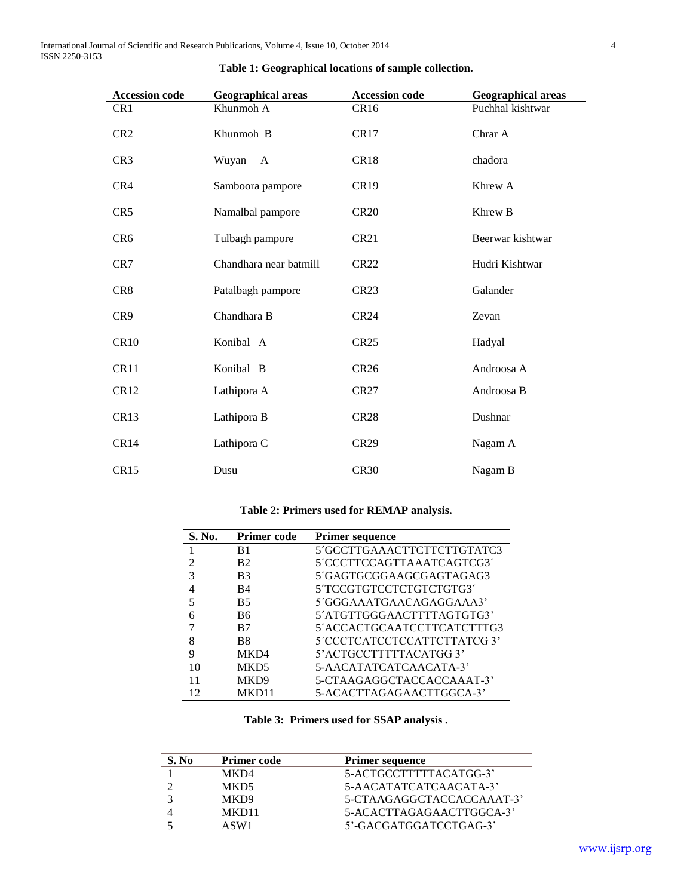**Table 1: Geographical locations of sample collection.**

| Accession code | Geographical areas | Accession code | Geographical areas |
|---|---|---|---|
| CR1 | Khunmoh A | CR16 | Puchhal kishtwar |
| CR2 | Khunmoh B | CR17 | Chrar A |
| CR3 | Wuyan A | CR18 | chadora |
| CR4 | Samboora pampore | CR19 | Khrew A |
| CR5 | Namalbal pampore | CR20 | Khrew B |
| CR6 | Tulbagh pampore | CR21 | Beerwar kishtwar |
| CR7 | Chandhara near batmill | CR22 | Hudri Kishtwar |
| CR8 | Patalbagh pampore | CR23 | Galander |
| CR9 | Chandhara B | CR24 | Zevan |
| CR10 | Konibal A | CR25 | Hadyal |
| CR11 | Konibal B | CR26 | Androosa A |
| CR12 | Lathipora A | CR27 | Androosa B |
| CR13 | Lathipora B | CR28 | Dushnar |
| CR14 | Lathipora C | CR29 | Nagam A |
| CR15 | Dusu | CR30 | Nagam B |

**Table 2: Primers used for REMAP analysis.**

| S. No. | Primer code | Primer sequence |
|---|---|---|
| 1 | B1 | 5´GCCTTGAAACTTCTTCTTGTATC3 |
| 2 | B2 | 5´CCCTTCCAGTTAAATCAGTCG3´ |
| 3 | B3 | 5´GAGTGCGGAAGCGAGTAGAG3 |
| 4 | B4 | 5´TCCGTGTCCTCTGTCTGTG3´ |
| 5 | B5 | 5´GGGAAATGAACAGAGGAAA3' |
| 6 | B6 | 5´ATGTTGGGAACTTTTAGTGTG3' |
| 7 | B7 | 5´ACCACTGCAATCCTTCATCTTTG3 |
| 8 | B8 | 5´CCCTCATCCTCCATTCTTATCG 3' |
| 9 | MKD4 | 5'ACTGCCTTTTTACATGG 3' |
| 10 | MKD5 | 5-AACATATCATCAACATA-3' |
| 11 | MKD9 | 5-CTAAGAGGCTACCACCAAAT-3' |
| 12 | MKD11 | 5-ACACTTAGAGAACTTGGCA-3' |

**Table 3: Primers used for SSAP analysis .**

| S. No | Primer code | Primer sequence |
|---|---|---|
| 1 | MKD4 | 5-ACTGCCTTTTTACATGG-3' |
| 2 | MKD5 | 5-AACATATCATCAACATA-3' |
| 3 | MKD9 | 5-CTAAGAGGCTACCACCAAAT-3' |
| 4 | MKD11 | 5-ACACTTAGAGAACTTGGCA-3' |
| 5 | ASW1 | 5'-GACGATGGATCCTGAG-3' |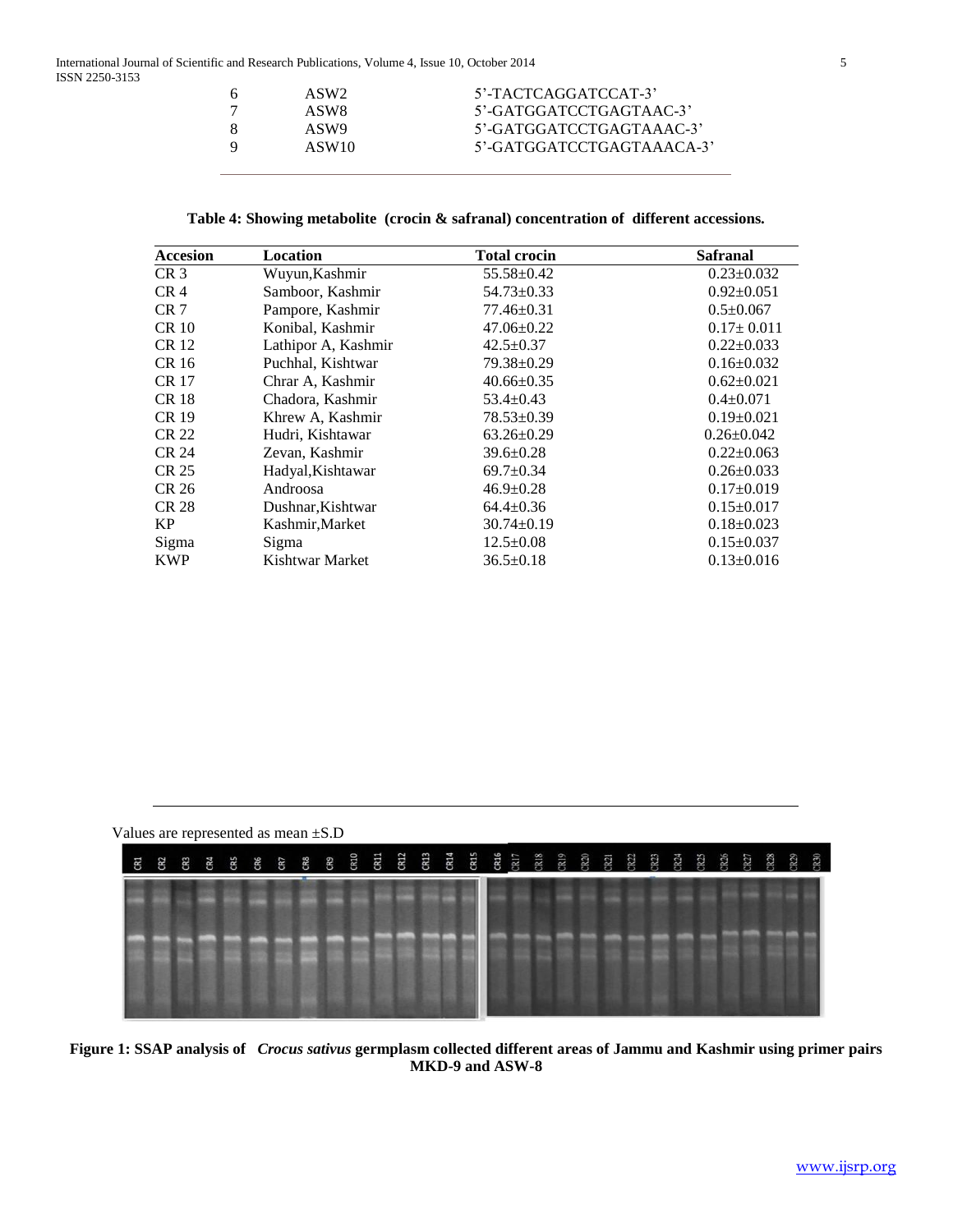| 6 | ASW2 | 5'-TACTCAGGATCCAT-3' |
|---|---|---|
| 7 | ASW8 | 5'-GATGGATCCTGAGTAAC-3' |
| 8 | ASW9 | 5'-GATGGATCCTGAGTAAAC-3' |
| 9 | ASW10 | 5'-GATGGATCCTGAGTAAACA-3' |

**Table 4: Showing metabolite (crocin & safranal) concentration of different accessions.**

| Accesion | Location | Total crocin | Safranal |
|---|---|---|---|
| CR 3 | Wuyun,Kashmir | 55.58±0.42 | 0.23±0.032 |
| CR 4 | Samboor, Kashmir | 54.73±0.33 | 0.92±0.051 |
| CR 7 | Pampore, Kashmir | 77.46±0.31 | 0.5±0.067 |
| CR 10 | Konibal, Kashmir | 47.06±0.22 | 0.17± 0.011 |
| CR 12 | Lathipor A, Kashmir | 42.5±0.37 | 0.22±0.033 |
| CR 16 | Puchhal, Kishtwar | 79.38±0.29 | 0.16±0.032 |
| CR 17 | Chrar A, Kashmir | 40.66±0.35 | 0.62±0.021 |
| CR 18 | Chadora, Kashmir | 53.4±0.43 | 0.4±0.071 |
| CR 19 | Khrew A, Kashmir | 78.53±0.39 | 0.19±0.021 |
| CR 22 | Hudri, Kishtawar | 63.26±0.29 | 0.26±0.042 |
| CR 24 | Zevan, Kashmir | 39.6±0.28 | 0.22±0.063 |
| CR 25 | Hadyal,Kishtawar | 69.7±0.34 | 0.26±0.033 |
| CR 26 | Androosa | 46.9±0.28 | 0.17±0.019 |
| CR 28 | Dushnar,Kishtwar | 64.4±0.36 | 0.15±0.017 |
| KP | Kashmir,Market | 30.74±0.19 | 0.18±0.023 |
| Sigma | Sigma | 12.5±0.08 | 0.15±0.037 |
| KWP | Kishtwar Market | 36.5±0.18 | 0.13±0.016 |

Values are represented as mean ±S.D

**Figure 1: SSAP analysis of *Crocus sativus* germplasm collected different areas of Jammu and Kashmir using primer pairs MKD-9 and ASW-8**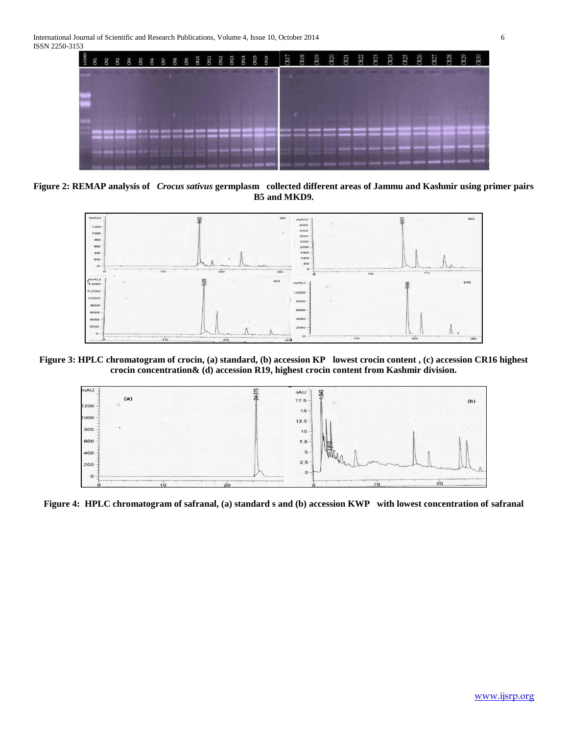LADDER CR1 CR2 CR3 CR4 CR5 CR6 CR7 CR8 CR9 CR10 CR11 CR12 CR13 CR14 CR15 CR16 CR17 CR18 CR19 CR20 CR21 CR22 CR23 CR24 CR25 CR26 CR27 CR28 CR29 CR30

**Figure 2: REMAP analysis of** ***Crocus sativus*** **germplasm collected different areas of Jammu and Kashmir using primer pairs B5 and MKD9.**

(a) (b) (c) (d)

mAU

0 10 20 30

**Figure 3: HPLC chromatogram of crocin, (a) standard, (b) accession KP lowest crocin content , (c) accession CR16 highest crocin concentration& (d) accession R19, highest crocin content from Kashmir division.**

(a) (b)

mAU

24.376

1.540

0 10 20

**Figure 4: HPLC chromatogram of safranal, (a) standard s and (b) accession KWP with lowest concentration of safranal**